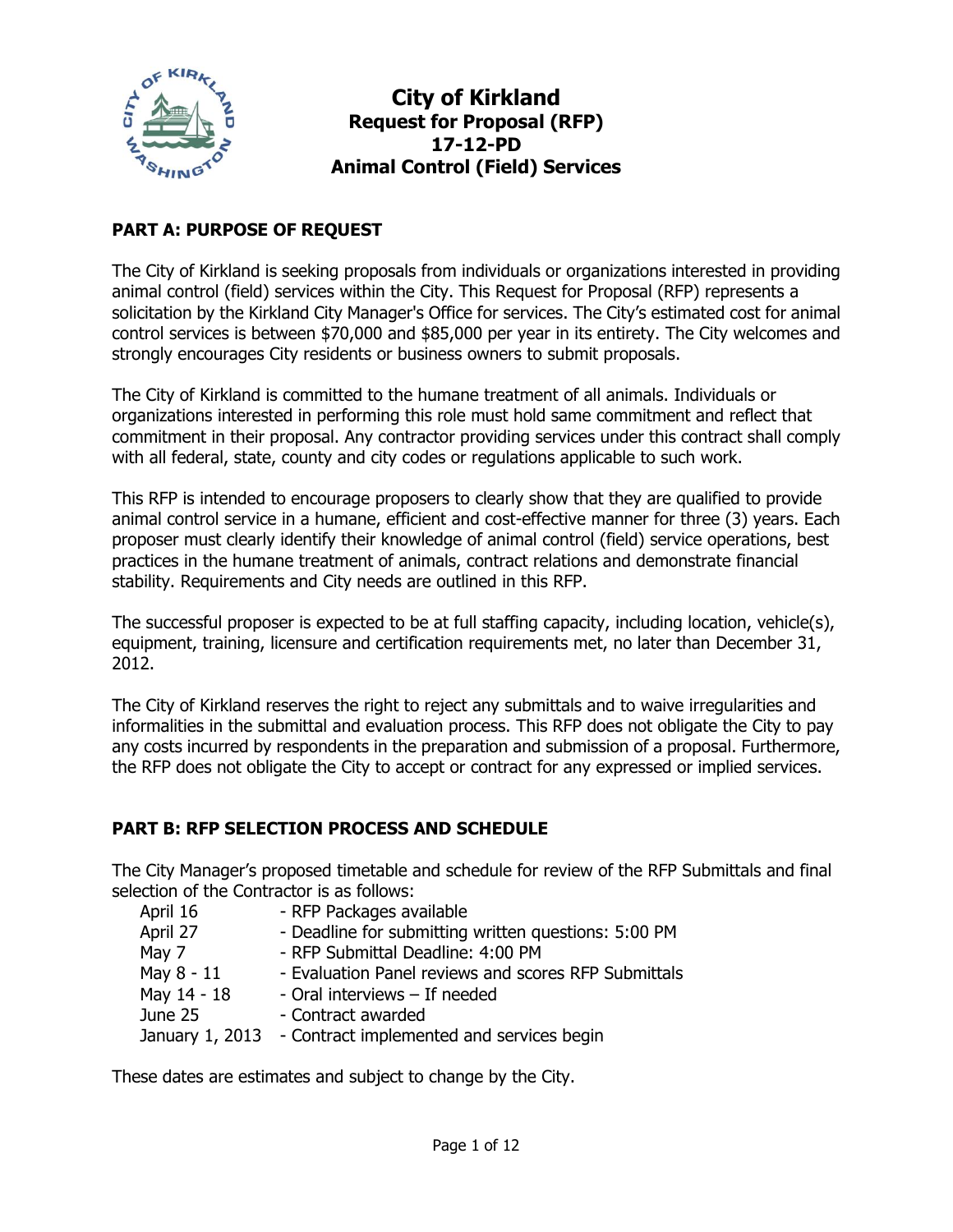# City of Kirkland

## Request for Proposal (RFP)

## 17-12-PD

## Animal Control (Field) Services

### PART A: PURPOSE OF REQUEST

The City of Kirkland is seeking proposals from individuals or organizations interested in providing animal control (field) services within the City. This Request for Proposal (RFP) represents a solicitation by the Kirkland City Manager's Office for services. The City's estimated cost for animal control services is between $70,000 and $85,000 per year in its entirety. The City welcomes and strongly encourages City residents or business owners to submit proposals.

The City of Kirkland is committed to the humane treatment of all animals. Individuals or organizations interested in performing this role must hold same commitment and reflect that commitment in their proposal. Any contractor providing services under this contract shall comply with all federal, state, county and city codes or regulations applicable to such work.

This RFP is intended to encourage proposers to clearly show that they are qualified to provide animal control service in a humane, efficient and cost-effective manner for three (3) years. Each proposer must clearly identify their knowledge of animal control (field) service operations, best practices in the humane treatment of animals, contract relations and demonstrate financial stability. Requirements and City needs are outlined in this RFP.

The successful proposer is expected to be at full staffing capacity, including location, vehicle(s), equipment, training, licensure and certification requirements met, no later than December 31, 2012.

The City of Kirkland reserves the right to reject any submittals and to waive irregularities and informalities in the submittal and evaluation process. This RFP does not obligate the City to pay any costs incurred by respondents in the preparation and submission of a proposal. Furthermore, the RFP does not obligate the City to accept or contract for any expressed or implied services.

### PART B: RFP SELECTION PROCESS AND SCHEDULE

The City Manager's proposed timetable and schedule for review of the RFP Submittals and final selection of the Contractor is as follows:

| | |
|---|---|
| April 16 | - RFP Packages available |
| April 27 | - Deadline for submitting written questions: 5:00 PM |
| May 7 | - RFP Submittal Deadline: 4:00 PM |
| May 8 - 11 | - Evaluation Panel reviews and scores RFP Submittals |
| May 14 - 18 | - Oral interviews – If needed |
| June 25 | - Contract awarded |
| January 1, 2013 | - Contract implemented and services begin |

These dates are estimates and subject to change by the City.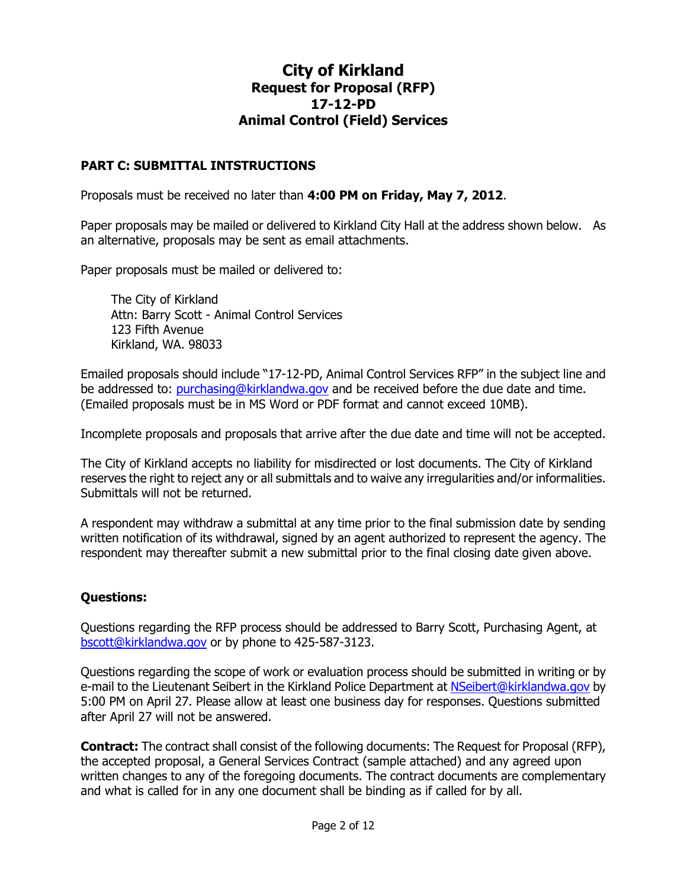# City of Kirkland
## Request for Proposal (RFP)
## 17-12-PD
## Animal Control (Field) Services

### PART C: SUBMITTAL INTSTRUCTIONS

Proposals must be received no later than **4:00 PM on Friday, May 7, 2012**.

Paper proposals may be mailed or delivered to Kirkland City Hall at the address shown below. As an alternative, proposals may be sent as email attachments.

Paper proposals must be mailed or delivered to:

> The City of Kirkland
> Attn: Barry Scott - Animal Control Services
> 123 Fifth Avenue
> Kirkland, WA. 98033

Emailed proposals should include "17-12-PD, Animal Control Services RFP" in the subject line and be addressed to: purchasing@kirklandwa.gov and be received before the due date and time. (Emailed proposals must be in MS Word or PDF format and cannot exceed 10MB).

Incomplete proposals and proposals that arrive after the due date and time will not be accepted.

The City of Kirkland accepts no liability for misdirected or lost documents. The City of Kirkland reserves the right to reject any or all submittals and to waive any irregularities and/or informalities. Submittals will not be returned.

A respondent may withdraw a submittal at any time prior to the final submission date by sending written notification of its withdrawal, signed by an agent authorized to represent the agency. The respondent may thereafter submit a new submittal prior to the final closing date given above.

**Questions:**

Questions regarding the RFP process should be addressed to Barry Scott, Purchasing Agent, at bscott@kirklandwa.gov or by phone to 425-587-3123.

Questions regarding the scope of work or evaluation process should be submitted in writing or by e-mail to the Lieutenant Seibert in the Kirkland Police Department at NSeibert@kirklandwa.gov by 5:00 PM on April 27. Please allow at least one business day for responses. Questions submitted after April 27 will not be answered.

**Contract:** The contract shall consist of the following documents: The Request for Proposal (RFP), the accepted proposal, a General Services Contract (sample attached) and any agreed upon written changes to any of the foregoing documents. The contract documents are complementary and what is called for in any one document shall be binding as if called for by all.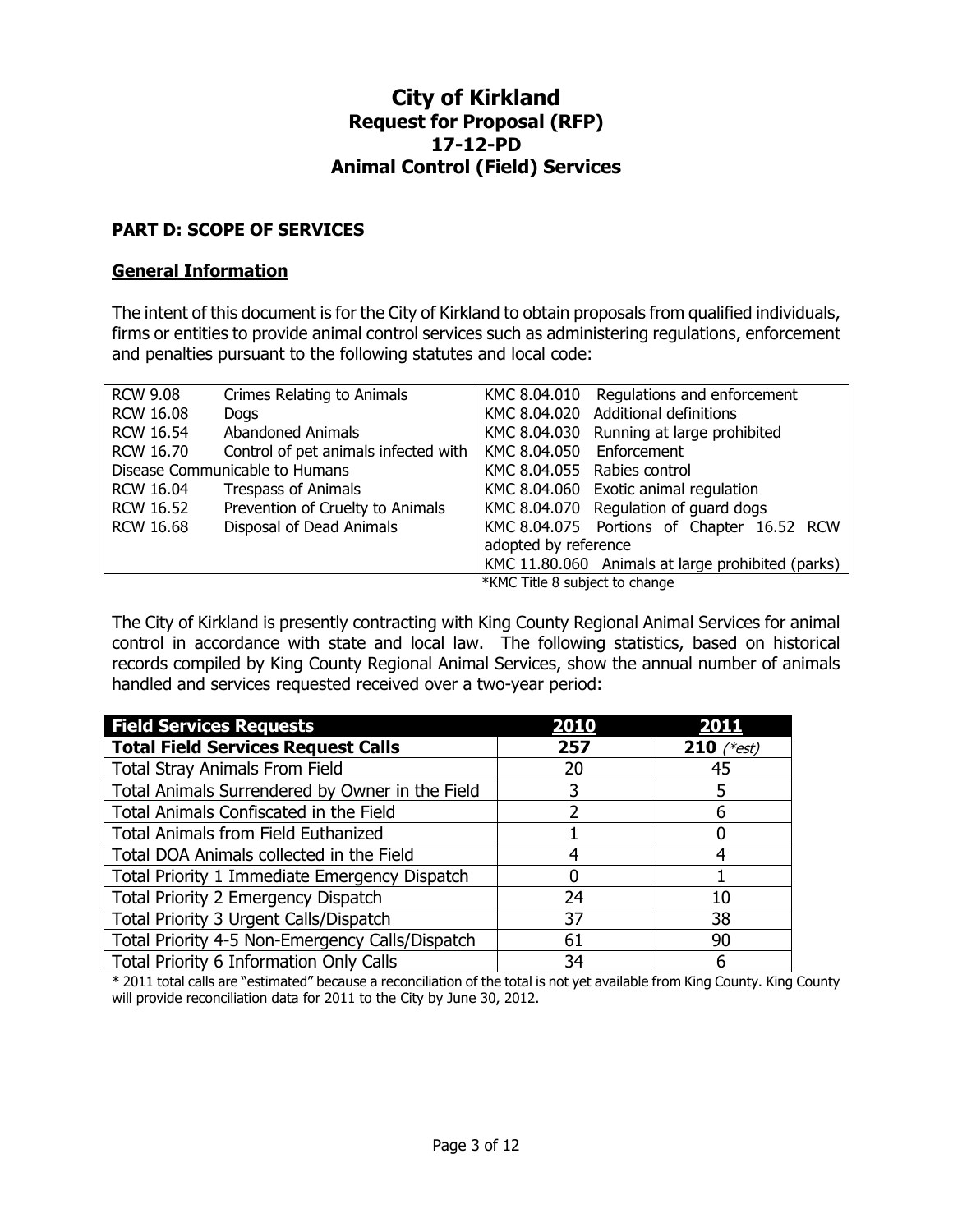# City of Kirkland
## Request for Proposal (RFP)
## 17-12-PD
## Animal Control (Field) Services

### PART D: SCOPE OF SERVICES

#### General Information

The intent of this document is for the City of Kirkland to obtain proposals from qualified individuals, firms or entities to provide animal control services such as administering regulations, enforcement and penalties pursuant to the following statutes and local code:

| | | |
|---|---|---|
| RCW 9.08 | Crimes Relating to Animals | KMC 8.04.010 Regulations and enforcement |
| RCW 16.08 | Dogs | KMC 8.04.020 Additional definitions |
| RCW 16.54 | Abandoned Animals | KMC 8.04.030 Running at large prohibited |
| RCW 16.70 | Control of pet animals infected with Disease Communicable to Humans | KMC 8.04.050 Enforcement |
| | | KMC 8.04.055 Rabies control |
| RCW 16.04 | Trespass of Animals | KMC 8.04.060 Exotic animal regulation |
| RCW 16.52 | Prevention of Cruelty to Animals | KMC 8.04.070 Regulation of guard dogs |
| RCW 16.68 | Disposal of Dead Animals | KMC 8.04.075 Portions of Chapter 16.52 RCW adopted by reference |
| | | KMC 11.80.060 Animals at large prohibited (parks) |

*KMC Title 8 subject to change

The City of Kirkland is presently contracting with King County Regional Animal Services for animal control in accordance with state and local law. The following statistics, based on historical records compiled by King County Regional Animal Services, show the annual number of animals handled and services requested received over a two-year period:

| Field Services Requests | 2010 | 2011 |
|---|---|---|
| **Total Field Services Request Calls** | **257** | **210** *(*est)* |
| Total Stray Animals From Field | 20 | 45 |
| Total Animals Surrendered by Owner in the Field | 3 | 5 |
| Total Animals Confiscated in the Field | 2 | 6 |
| Total Animals from Field Euthanized | 1 | 0 |
| Total DOA Animals collected in the Field | 4 | 4 |
| Total Priority 1 Immediate Emergency Dispatch | 0 | 1 |
| Total Priority 2 Emergency Dispatch | 24 | 10 |
| Total Priority 3 Urgent Calls/Dispatch | 37 | 38 |
| Total Priority 4-5 Non-Emergency Calls/Dispatch | 61 | 90 |
| Total Priority 6 Information Only Calls | 34 | 6 |

\* 2011 total calls are "estimated" because a reconciliation of the total is not yet available from King County. King County will provide reconciliation data for 2011 to the City by June 30, 2012.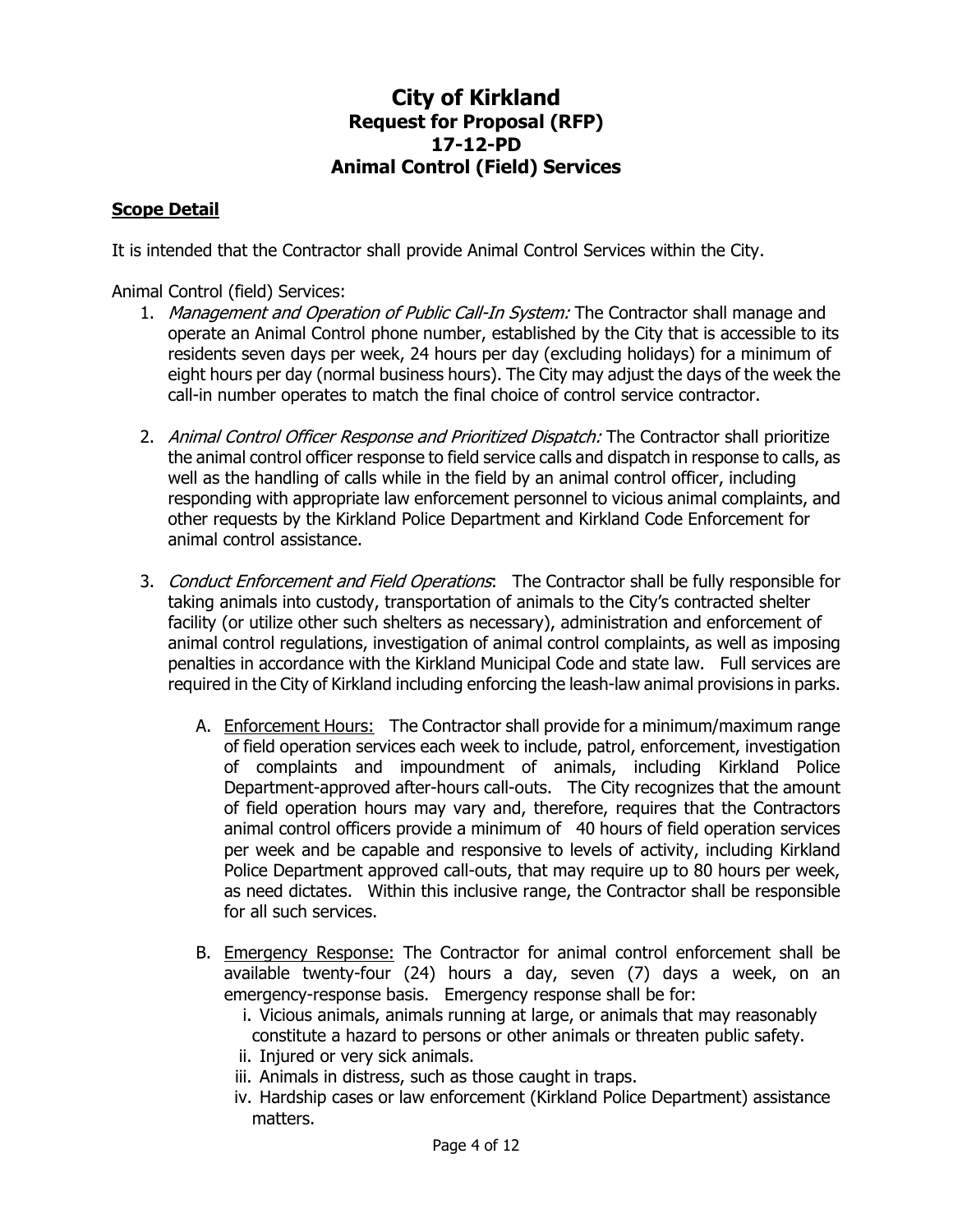# City of Kirkland

## Request for Proposal (RFP)

## 17-12-PD

## Animal Control (Field) Services

**<u>Scope Detail</u>**

It is intended that the Contractor shall provide Animal Control Services within the City.

Animal Control (field) Services:

1. *Management and Operation of Public Call-In System:* The Contractor shall manage and operate an Animal Control phone number, established by the City that is accessible to its residents seven days per week, 24 hours per day (excluding holidays) for a minimum of eight hours per day (normal business hours). The City may adjust the days of the week the call-in number operates to match the final choice of control service contractor.

2. *Animal Control Officer Response and Prioritized Dispatch:* The Contractor shall prioritize the animal control officer response to field service calls and dispatch in response to calls, as well as the handling of calls while in the field by an animal control officer, including responding with appropriate law enforcement personnel to vicious animal complaints, and other requests by the Kirkland Police Department and Kirkland Code Enforcement for animal control assistance.

3. *Conduct Enforcement and Field Operations*: The Contractor shall be fully responsible for taking animals into custody, transportation of animals to the City's contracted shelter facility (or utilize other such shelters as necessary), administration and enforcement of animal control regulations, investigation of animal control complaints, as well as imposing penalties in accordance with the Kirkland Municipal Code and state law. Full services are required in the City of Kirkland including enforcing the leash-law animal provisions in parks.

   A. <u>Enforcement Hours:</u> The Contractor shall provide for a minimum/maximum range of field operation services each week to include, patrol, enforcement, investigation of complaints and impoundment of animals, including Kirkland Police Department-approved after-hours call-outs. The City recognizes that the amount of field operation hours may vary and, therefore, requires that the Contractors animal control officers provide a minimum of 40 hours of field operation services per week and be capable and responsive to levels of activity, including Kirkland Police Department approved call-outs, that may require up to 80 hours per week, as need dictates. Within this inclusive range, the Contractor shall be responsible for all such services.

   B. <u>Emergency Response:</u> The Contractor for animal control enforcement shall be available twenty-four (24) hours a day, seven (7) days a week, on an emergency-response basis. Emergency response shall be for:

      i. Vicious animals, animals running at large, or animals that may reasonably constitute a hazard to persons or other animals or threaten public safety.
      ii. Injured or very sick animals.
      iii. Animals in distress, such as those caught in traps.
      iv. Hardship cases or law enforcement (Kirkland Police Department) assistance matters.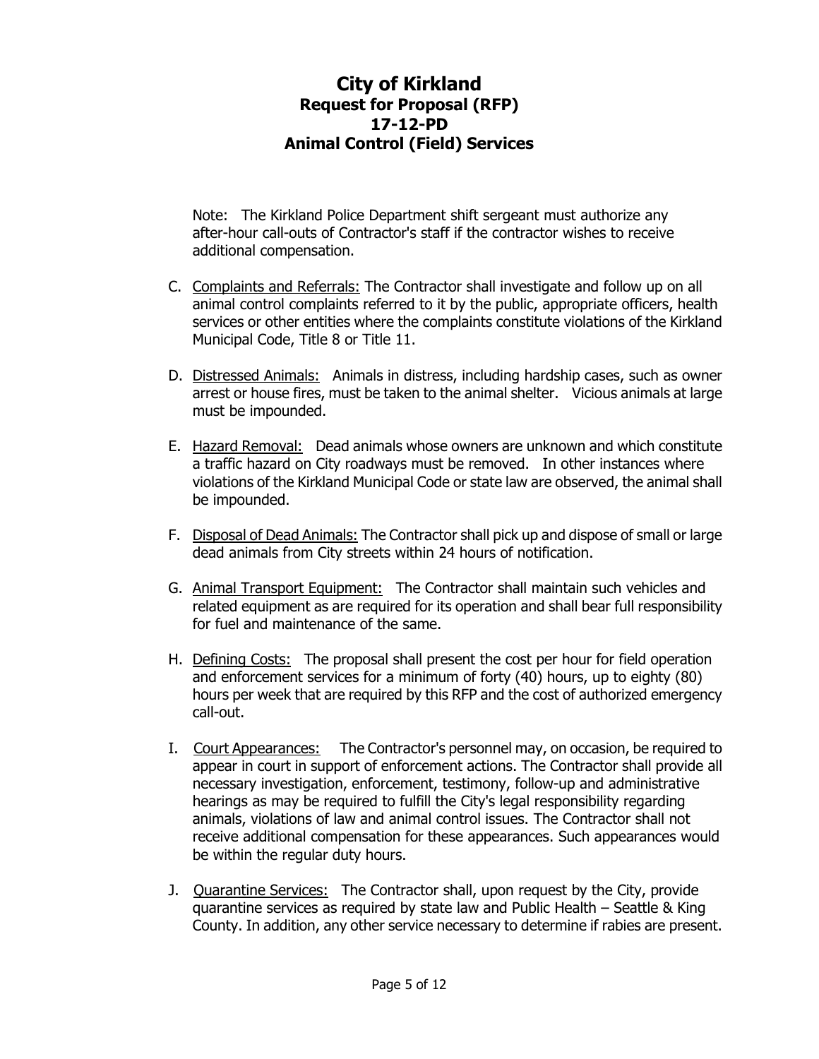Note: The Kirkland Police Department shift sergeant must authorize any after-hour call-outs of Contractor's staff if the contractor wishes to receive additional compensation.

C. Complaints and Referrals: The Contractor shall investigate and follow up on all animal control complaints referred to it by the public, appropriate officers, health services or other entities where the complaints constitute violations of the Kirkland Municipal Code, Title 8 or Title 11.

D. Distressed Animals: Animals in distress, including hardship cases, such as owner arrest or house fires, must be taken to the animal shelter. Vicious animals at large must be impounded.

E. Hazard Removal: Dead animals whose owners are unknown and which constitute a traffic hazard on City roadways must be removed. In other instances where violations of the Kirkland Municipal Code or state law are observed, the animal shall be impounded.

F. Disposal of Dead Animals: The Contractor shall pick up and dispose of small or large dead animals from City streets within 24 hours of notification.

G. Animal Transport Equipment: The Contractor shall maintain such vehicles and related equipment as are required for its operation and shall bear full responsibility for fuel and maintenance of the same.

H. Defining Costs: The proposal shall present the cost per hour for field operation and enforcement services for a minimum of forty (40) hours, up to eighty (80) hours per week that are required by this RFP and the cost of authorized emergency call-out.

I. Court Appearances: The Contractor's personnel may, on occasion, be required to appear in court in support of enforcement actions. The Contractor shall provide all necessary investigation, enforcement, testimony, follow-up and administrative hearings as may be required to fulfill the City's legal responsibility regarding animals, violations of law and animal control issues. The Contractor shall not receive additional compensation for these appearances. Such appearances would be within the regular duty hours.

J. Quarantine Services: The Contractor shall, upon request by the City, provide quarantine services as required by state law and Public Health – Seattle & King County. In addition, any other service necessary to determine if rabies are present.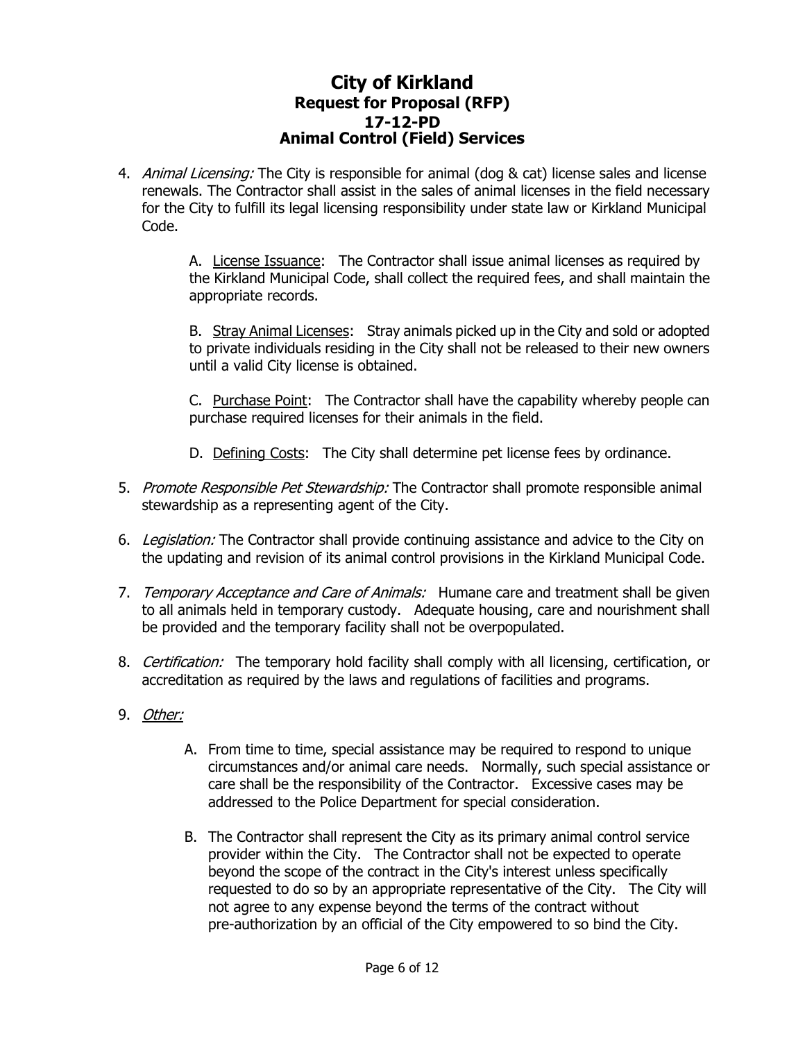# City of Kirkland
## Request for Proposal (RFP)
## 17-12-PD
## Animal Control (Field) Services

4. *Animal Licensing:* The City is responsible for animal (dog & cat) license sales and license renewals. The Contractor shall assist in the sales of animal licenses in the field necessary for the City to fulfill its legal licensing responsibility under state law or Kirkland Municipal Code.

   A. <u>License Issuance</u>: The Contractor shall issue animal licenses as required by the Kirkland Municipal Code, shall collect the required fees, and shall maintain the appropriate records.

   B. <u>Stray Animal Licenses</u>: Stray animals picked up in the City and sold or adopted to private individuals residing in the City shall not be released to their new owners until a valid City license is obtained.

   C. <u>Purchase Point</u>: The Contractor shall have the capability whereby people can purchase required licenses for their animals in the field.

   D. <u>Defining Costs</u>: The City shall determine pet license fees by ordinance.

5. *Promote Responsible Pet Stewardship:* The Contractor shall promote responsible animal stewardship as a representing agent of the City.

6. *Legislation:* The Contractor shall provide continuing assistance and advice to the City on the updating and revision of its animal control provisions in the Kirkland Municipal Code.

7. *Temporary Acceptance and Care of Animals:* Humane care and treatment shall be given to all animals held in temporary custody. Adequate housing, care and nourishment shall be provided and the temporary facility shall not be overpopulated.

8. *Certification:* The temporary hold facility shall comply with all licensing, certification, or accreditation as required by the laws and regulations of facilities and programs.

9. <u>*Other:*</u>

   A. From time to time, special assistance may be required to respond to unique circumstances and/or animal care needs. Normally, such special assistance or care shall be the responsibility of the Contractor. Excessive cases may be addressed to the Police Department for special consideration.

   B. The Contractor shall represent the City as its primary animal control service provider within the City. The Contractor shall not be expected to operate beyond the scope of the contract in the City's interest unless specifically requested to do so by an appropriate representative of the City. The City will not agree to any expense beyond the terms of the contract without pre-authorization by an official of the City empowered to so bind the City.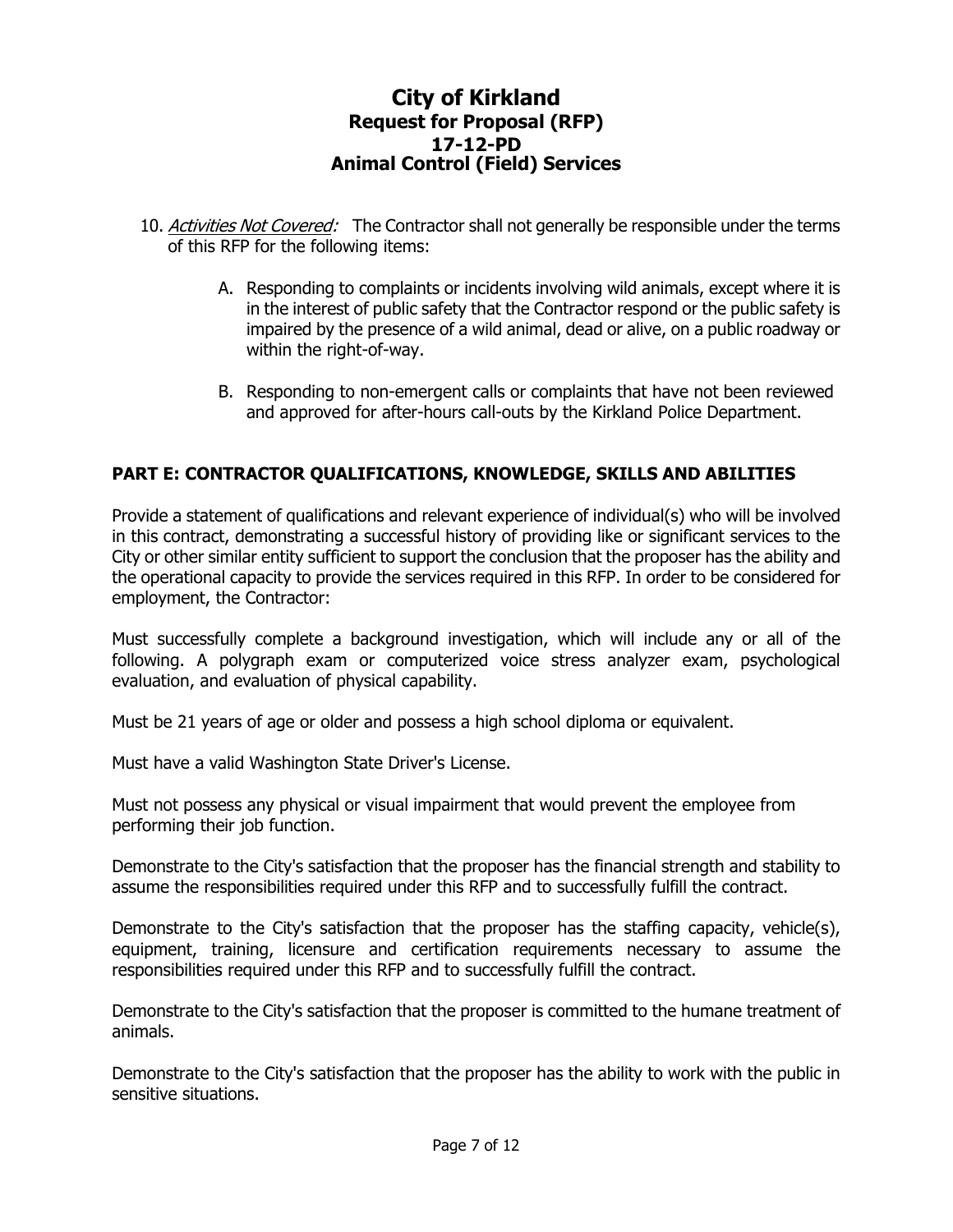10. *Activities Not Covered:* The Contractor shall not generally be responsible under the terms of this RFP for the following items:

    A. Responding to complaints or incidents involving wild animals, except where it is in the interest of public safety that the Contractor respond or the public safety is impaired by the presence of a wild animal, dead or alive, on a public roadway or within the right-of-way.

    B. Responding to non-emergent calls or complaints that have not been reviewed and approved for after-hours call-outs by the Kirkland Police Department.

## PART E: CONTRACTOR QUALIFICATIONS, KNOWLEDGE, SKILLS AND ABILITIES

Provide a statement of qualifications and relevant experience of individual(s) who will be involved in this contract, demonstrating a successful history of providing like or significant services to the City or other similar entity sufficient to support the conclusion that the proposer has the ability and the operational capacity to provide the services required in this RFP. In order to be considered for employment, the Contractor:

Must successfully complete a background investigation, which will include any or all of the following. A polygraph exam or computerized voice stress analyzer exam, psychological evaluation, and evaluation of physical capability.

Must be 21 years of age or older and possess a high school diploma or equivalent.

Must have a valid Washington State Driver's License.

Must not possess any physical or visual impairment that would prevent the employee from performing their job function.

Demonstrate to the City's satisfaction that the proposer has the financial strength and stability to assume the responsibilities required under this RFP and to successfully fulfill the contract.

Demonstrate to the City's satisfaction that the proposer has the staffing capacity, vehicle(s), equipment, training, licensure and certification requirements necessary to assume the responsibilities required under this RFP and to successfully fulfill the contract.

Demonstrate to the City's satisfaction that the proposer is committed to the humane treatment of animals.

Demonstrate to the City's satisfaction that the proposer has the ability to work with the public in sensitive situations.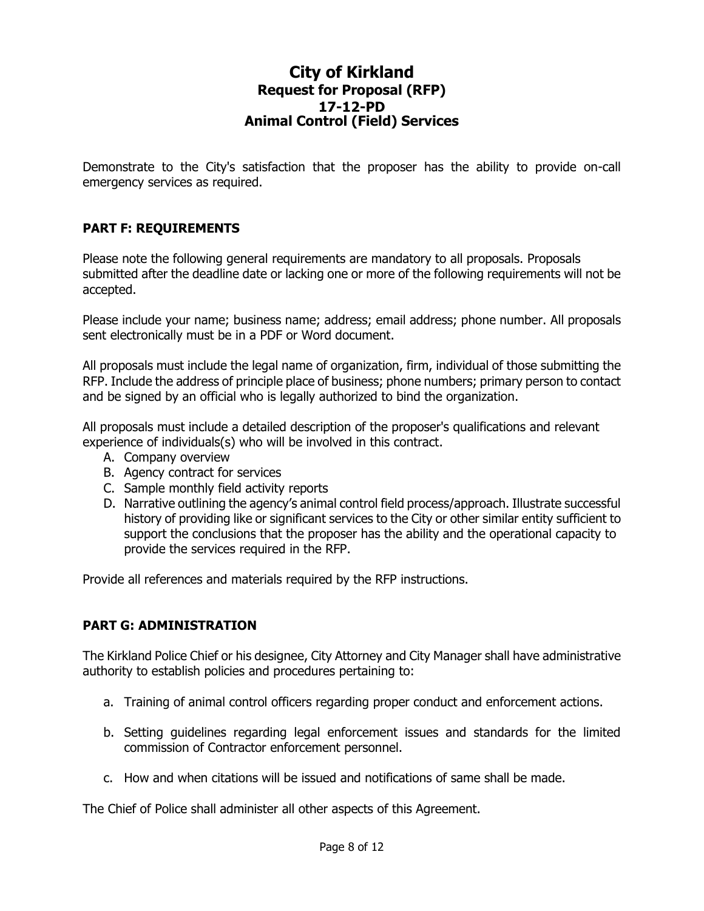# City of Kirkland
## Request for Proposal (RFP)
## 17-12-PD
## Animal Control (Field) Services

Demonstrate to the City's satisfaction that the proposer has the ability to provide on-call emergency services as required.

### PART F: REQUIREMENTS

Please note the following general requirements are mandatory to all proposals. Proposals submitted after the deadline date or lacking one or more of the following requirements will not be accepted.

Please include your name; business name; address; email address; phone number. All proposals sent electronically must be in a PDF or Word document.

All proposals must include the legal name of organization, firm, individual of those submitting the RFP. Include the address of principle place of business; phone numbers; primary person to contact and be signed by an official who is legally authorized to bind the organization.

All proposals must include a detailed description of the proposer's qualifications and relevant experience of individuals(s) who will be involved in this contract.

A. Company overview
B. Agency contract for services
C. Sample monthly field activity reports
D. Narrative outlining the agency's animal control field process/approach. Illustrate successful history of providing like or significant services to the City or other similar entity sufficient to support the conclusions that the proposer has the ability and the operational capacity to provide the services required in the RFP.

Provide all references and materials required by the RFP instructions.

### PART G: ADMINISTRATION

The Kirkland Police Chief or his designee, City Attorney and City Manager shall have administrative authority to establish policies and procedures pertaining to:

a. Training of animal control officers regarding proper conduct and enforcement actions.

b. Setting guidelines regarding legal enforcement issues and standards for the limited commission of Contractor enforcement personnel.

c. How and when citations will be issued and notifications of same shall be made.

The Chief of Police shall administer all other aspects of this Agreement.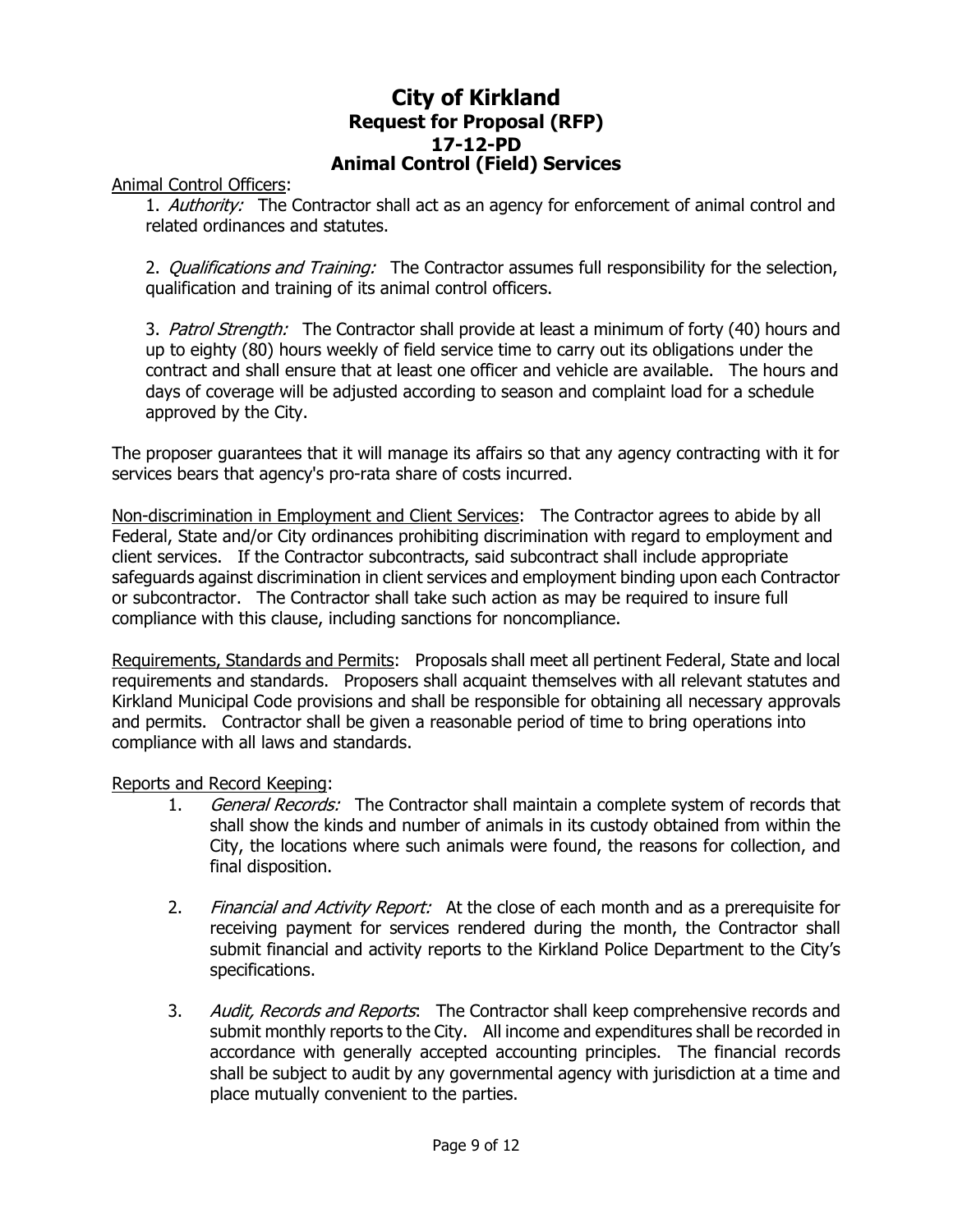# City of Kirkland
## Request for Proposal (RFP)
## 17-12-PD
## Animal Control (Field) Services

Animal Control Officers:

1. *Authority:* The Contractor shall act as an agency for enforcement of animal control and related ordinances and statutes.

2. *Qualifications and Training:* The Contractor assumes full responsibility for the selection, qualification and training of its animal control officers.

3. *Patrol Strength:* The Contractor shall provide at least a minimum of forty (40) hours and up to eighty (80) hours weekly of field service time to carry out its obligations under the contract and shall ensure that at least one officer and vehicle are available. The hours and days of coverage will be adjusted according to season and complaint load for a schedule approved by the City.

The proposer guarantees that it will manage its affairs so that any agency contracting with it for services bears that agency's pro-rata share of costs incurred.

Non-discrimination in Employment and Client Services: The Contractor agrees to abide by all Federal, State and/or City ordinances prohibiting discrimination with regard to employment and client services. If the Contractor subcontracts, said subcontract shall include appropriate safeguards against discrimination in client services and employment binding upon each Contractor or subcontractor. The Contractor shall take such action as may be required to insure full compliance with this clause, including sanctions for noncompliance.

Requirements, Standards and Permits: Proposals shall meet all pertinent Federal, State and local requirements and standards. Proposers shall acquaint themselves with all relevant statutes and Kirkland Municipal Code provisions and shall be responsible for obtaining all necessary approvals and permits. Contractor shall be given a reasonable period of time to bring operations into compliance with all laws and standards.

Reports and Record Keeping:

1. *General Records:* The Contractor shall maintain a complete system of records that shall show the kinds and number of animals in its custody obtained from within the City, the locations where such animals were found, the reasons for collection, and final disposition.

2. *Financial and Activity Report:* At the close of each month and as a prerequisite for receiving payment for services rendered during the month, the Contractor shall submit financial and activity reports to the Kirkland Police Department to the City's specifications.

3. *Audit, Records and Reports*: The Contractor shall keep comprehensive records and submit monthly reports to the City. All income and expenditures shall be recorded in accordance with generally accepted accounting principles. The financial records shall be subject to audit by any governmental agency with jurisdiction at a time and place mutually convenient to the parties.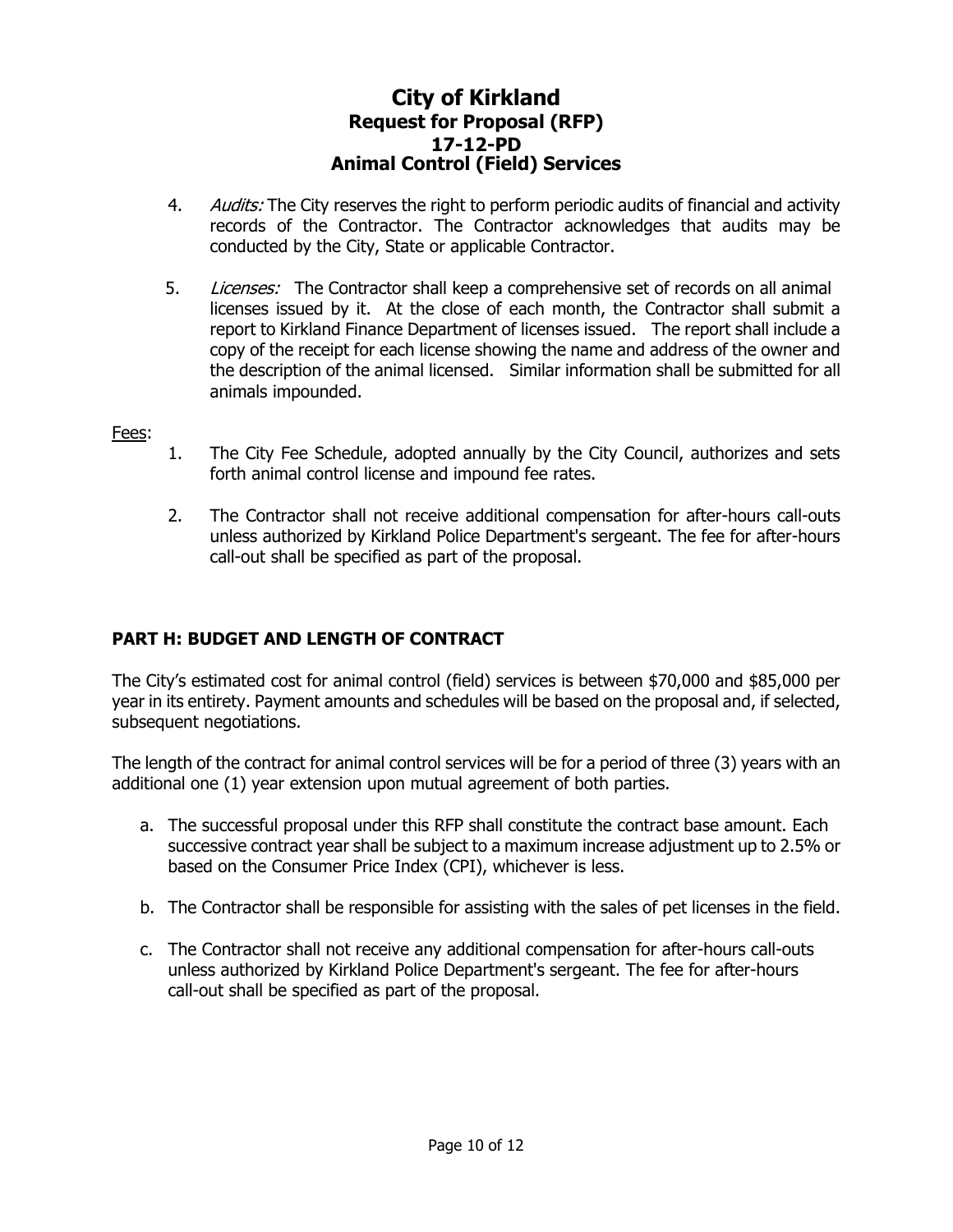# City of Kirkland
## Request for Proposal (RFP)
## 17-12-PD
## Animal Control (Field) Services

4. *Audits:* The City reserves the right to perform periodic audits of financial and activity records of the Contractor. The Contractor acknowledges that audits may be conducted by the City, State or applicable Contractor.

5. *Licenses:* The Contractor shall keep a comprehensive set of records on all animal licenses issued by it. At the close of each month, the Contractor shall submit a report to Kirkland Finance Department of licenses issued. The report shall include a copy of the receipt for each license showing the name and address of the owner and the description of the animal licensed. Similar information shall be submitted for all animals impounded.

Fees:

1. The City Fee Schedule, adopted annually by the City Council, authorizes and sets forth animal control license and impound fee rates.

2. The Contractor shall not receive additional compensation for after-hours call-outs unless authorized by Kirkland Police Department's sergeant. The fee for after-hours call-out shall be specified as part of the proposal.

### PART H: BUDGET AND LENGTH OF CONTRACT

The City's estimated cost for animal control (field) services is between $70,000 and $85,000 per year in its entirety. Payment amounts and schedules will be based on the proposal and, if selected, subsequent negotiations.

The length of the contract for animal control services will be for a period of three (3) years with an additional one (1) year extension upon mutual agreement of both parties.

a. The successful proposal under this RFP shall constitute the contract base amount. Each successive contract year shall be subject to a maximum increase adjustment up to 2.5% or based on the Consumer Price Index (CPI), whichever is less.

b. The Contractor shall be responsible for assisting with the sales of pet licenses in the field.

c. The Contractor shall not receive any additional compensation for after-hours call-outs unless authorized by Kirkland Police Department's sergeant. The fee for after-hours call-out shall be specified as part of the proposal.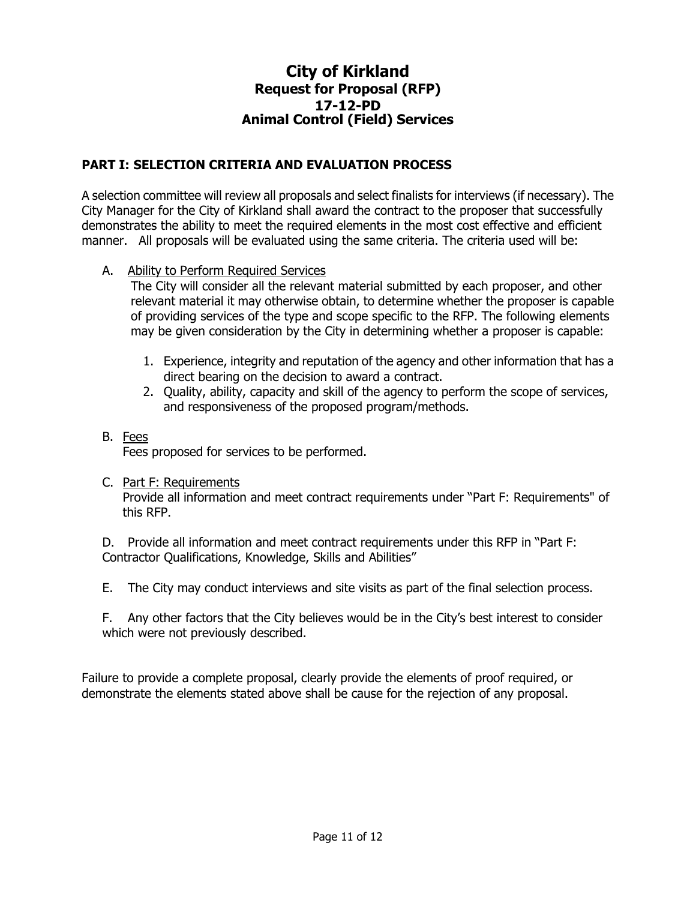# City of Kirkland
## Request for Proposal (RFP)
## 17-12-PD
## Animal Control (Field) Services

### PART I: SELECTION CRITERIA AND EVALUATION PROCESS

A selection committee will review all proposals and select finalists for interviews (if necessary). The City Manager for the City of Kirkland shall award the contract to the proposer that successfully demonstrates the ability to meet the required elements in the most cost effective and efficient manner. All proposals will be evaluated using the same criteria. The criteria used will be:

A. Ability to Perform Required Services
   The City will consider all the relevant material submitted by each proposer, and other relevant material it may otherwise obtain, to determine whether the proposer is capable of providing services of the type and scope specific to the RFP. The following elements may be given consideration by the City in determining whether a proposer is capable:

   1. Experience, integrity and reputation of the agency and other information that has a direct bearing on the decision to award a contract.
   2. Quality, ability, capacity and skill of the agency to perform the scope of services, and responsiveness of the proposed program/methods.

B. Fees
   Fees proposed for services to be performed.

C. Part F: Requirements
   Provide all information and meet contract requirements under "Part F: Requirements" of this RFP.

D. Provide all information and meet contract requirements under this RFP in "Part F: Contractor Qualifications, Knowledge, Skills and Abilities"

E. The City may conduct interviews and site visits as part of the final selection process.

F. Any other factors that the City believes would be in the City's best interest to consider which were not previously described.

Failure to provide a complete proposal, clearly provide the elements of proof required, or demonstrate the elements stated above shall be cause for the rejection of any proposal.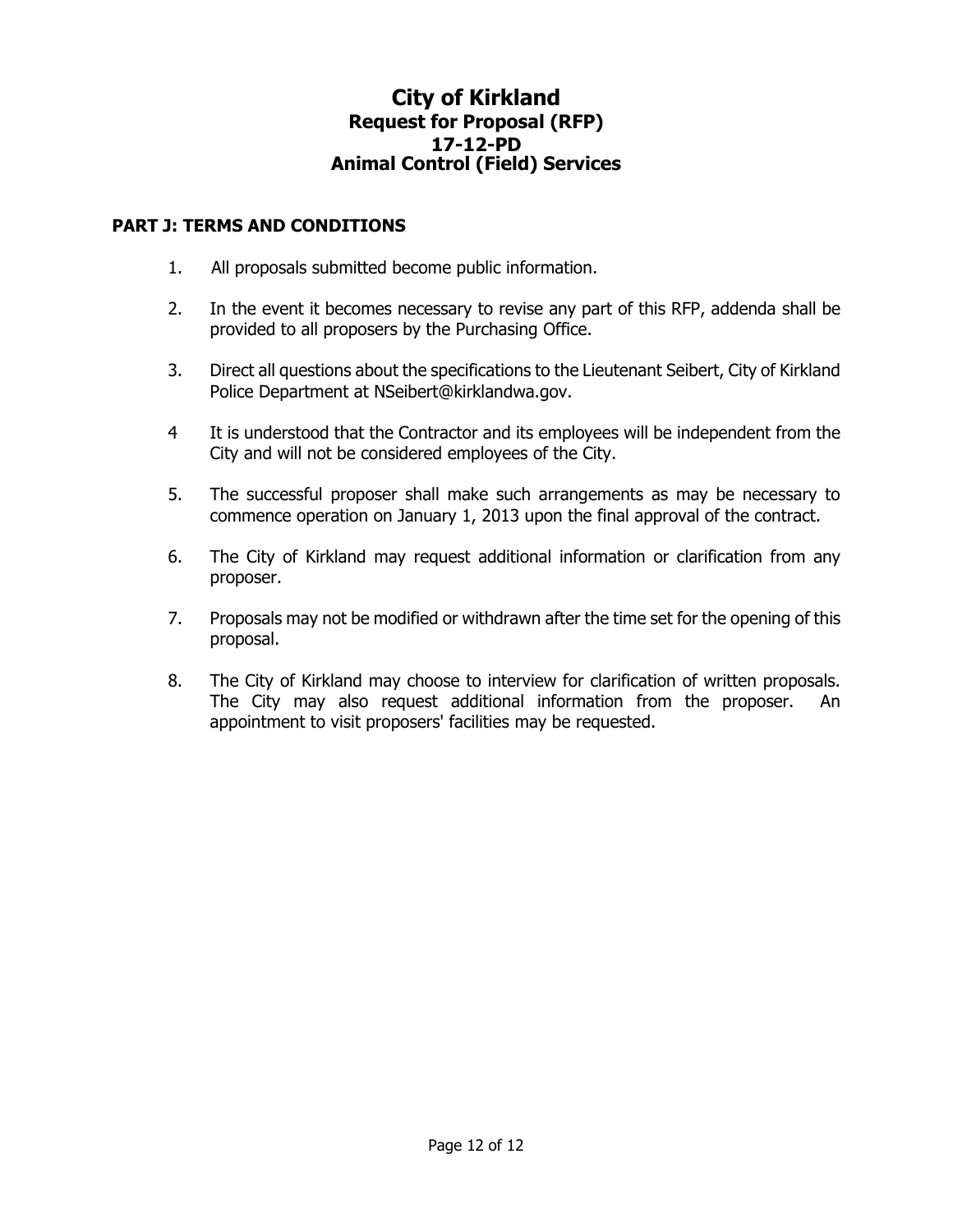# City of Kirkland
## Request for Proposal (RFP)
## 17-12-PD
## Animal Control (Field) Services

### PART J: TERMS AND CONDITIONS

1. All proposals submitted become public information.

2. In the event it becomes necessary to revise any part of this RFP, addenda shall be provided to all proposers by the Purchasing Office.

3. Direct all questions about the specifications to the Lieutenant Seibert, City of Kirkland Police Department at NSeibert@kirklandwa.gov.

4 It is understood that the Contractor and its employees will be independent from the City and will not be considered employees of the City.

5. The successful proposer shall make such arrangements as may be necessary to commence operation on January 1, 2013 upon the final approval of the contract.

6. The City of Kirkland may request additional information or clarification from any proposer.

7. Proposals may not be modified or withdrawn after the time set for the opening of this proposal.

8. The City of Kirkland may choose to interview for clarification of written proposals. The City may also request additional information from the proposer. An appointment to visit proposers' facilities may be requested.